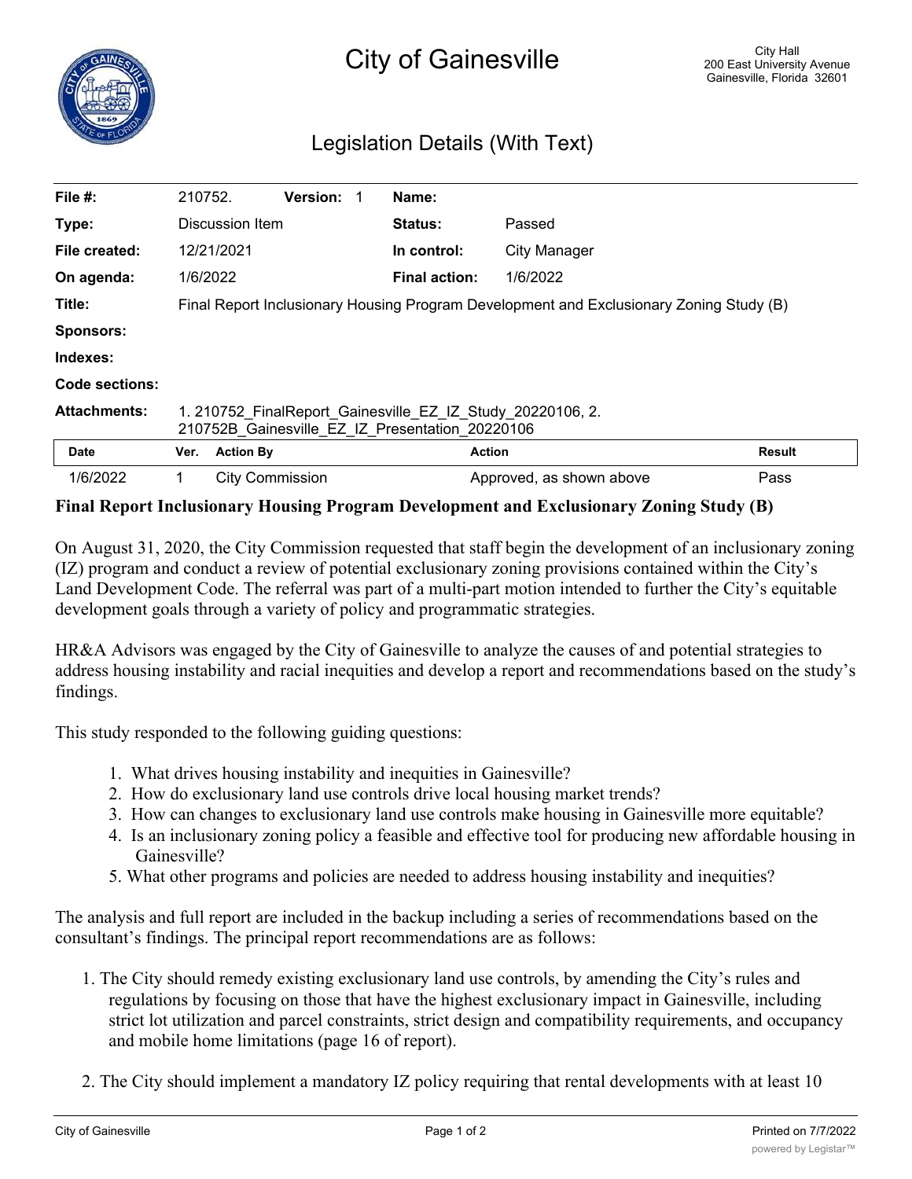# City of Gainesville

City Hall
200 East University Avenue
Gainesville, Florida 32601

## Legislation Details (With Text)

| | | | |
|---|---|---|---|
| **File #:** | 210752. **Version:** 1 | **Name:** | |
| **Type:** | Discussion Item | **Status:** | Passed |
| **File created:** | 12/21/2021 | **In control:** | City Manager |
| **On agenda:** | 1/6/2022 | **Final action:** | 1/6/2022 |
| **Title:** | Final Report Inclusionary Housing Program Development and Exclusionary Zoning Study (B) | | |
| **Sponsors:** | | | |
| **Indexes:** | | | |
| **Code sections:** | | | |
| **Attachments:** | 1. 210752_FinalReport_Gainesville_EZ_IZ_Study_20220106, 2. 210752B_Gainesville_EZ_IZ_Presentation_20220106 | | |

| Date | Ver. | Action By | Action | Result |
|---|---|---|---|---|
| 1/6/2022 | 1 | City Commission | Approved, as shown above | Pass |

**Final Report Inclusionary Housing Program Development and Exclusionary Zoning Study (B)**

On August 31, 2020, the City Commission requested that staff begin the development of an inclusionary zoning (IZ) program and conduct a review of potential exclusionary zoning provisions contained within the City's Land Development Code. The referral was part of a multi-part motion intended to further the City's equitable development goals through a variety of policy and programmatic strategies.

HR&A Advisors was engaged by the City of Gainesville to analyze the causes of and potential strategies to address housing instability and racial inequities and develop a report and recommendations based on the study's findings.

This study responded to the following guiding questions:

1. What drives housing instability and inequities in Gainesville?
2. How do exclusionary land use controls drive local housing market trends?
3. How can changes to exclusionary land use controls make housing in Gainesville more equitable?
4. Is an inclusionary zoning policy a feasible and effective tool for producing new affordable housing in Gainesville?
5. What other programs and policies are needed to address housing instability and inequities?

The analysis and full report are included in the backup including a series of recommendations based on the consultant's findings. The principal report recommendations are as follows:

1. The City should remedy existing exclusionary land use controls, by amending the City's rules and regulations by focusing on those that have the highest exclusionary impact in Gainesville, including strict lot utilization and parcel constraints, strict design and compatibility requirements, and occupancy and mobile home limitations (page 16 of report).

2. The City should implement a mandatory IZ policy requiring that rental developments with at least 10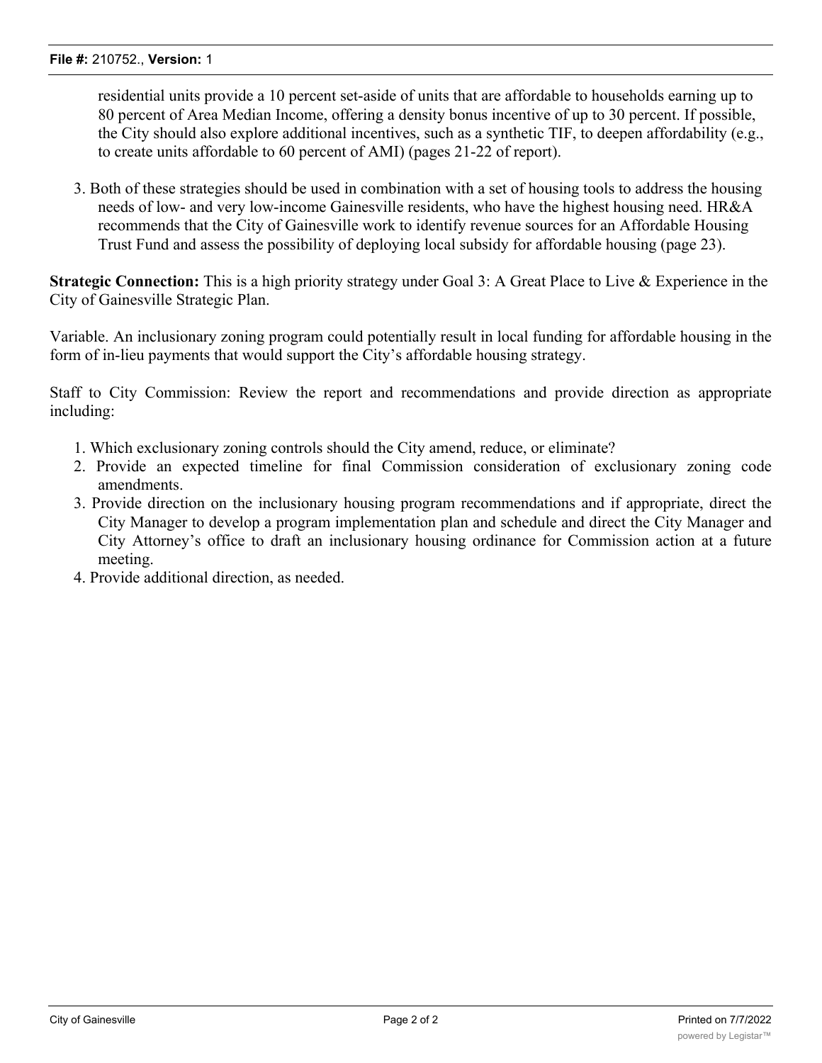residential units provide a 10 percent set-aside of units that are affordable to households earning up to 80 percent of Area Median Income, offering a density bonus incentive of up to 30 percent. If possible, the City should also explore additional incentives, such as a synthetic TIF, to deepen affordability (e.g., to create units affordable to 60 percent of AMI) (pages 21-22 of report).

3. Both of these strategies should be used in combination with a set of housing tools to address the housing needs of low- and very low-income Gainesville residents, who have the highest housing need. HR&A recommends that the City of Gainesville work to identify revenue sources for an Affordable Housing Trust Fund and assess the possibility of deploying local subsidy for affordable housing (page 23).

**Strategic Connection:** This is a high priority strategy under Goal 3: A Great Place to Live & Experience in the City of Gainesville Strategic Plan.

Variable. An inclusionary zoning program could potentially result in local funding for affordable housing in the form of in-lieu payments that would support the City's affordable housing strategy.

Staff to City Commission: Review the report and recommendations and provide direction as appropriate including:

1. Which exclusionary zoning controls should the City amend, reduce, or eliminate?
2. Provide an expected timeline for final Commission consideration of exclusionary zoning code amendments.
3. Provide direction on the inclusionary housing program recommendations and if appropriate, direct the City Manager to develop a program implementation plan and schedule and direct the City Manager and City Attorney's office to draft an inclusionary housing ordinance for Commission action at a future meeting.
4. Provide additional direction, as needed.